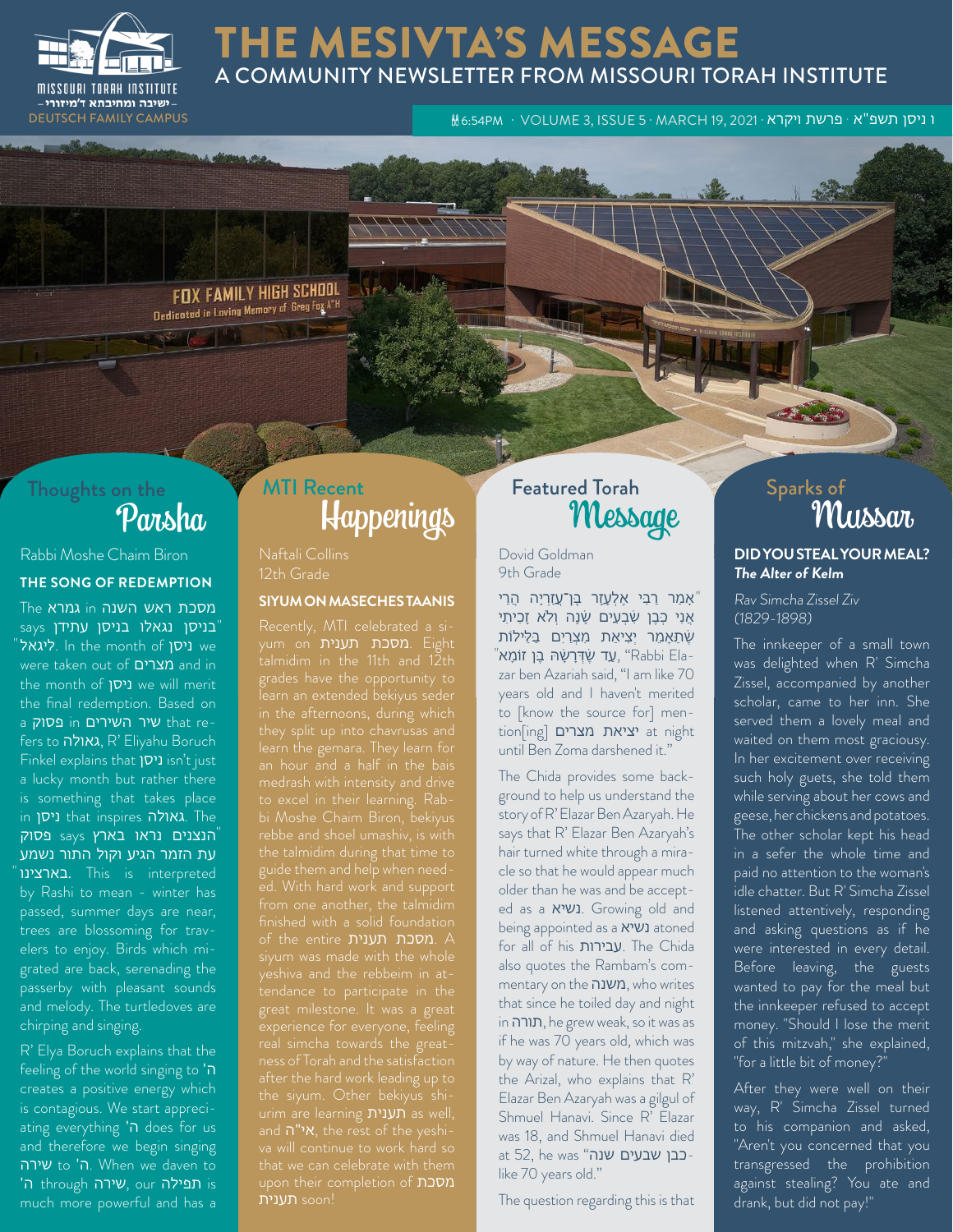# THE MESIVTA'S MESSAGE

A COMMUNITY NEWSLETTER FROM MISSOURI TORAH INSTITUTE

MISSOURI TORAH INSTITUTE – ישיבה ומתיבתא ד'מיזורי – DEUTSCH FAMILY CAMPUS

6:54PM · VOLUME 3, ISSUE 5 · MARCH 19, 2021 · פרשת ויקרא · ו ניסן תשפ"א

## Thoughts on the Parsha

Rabbi Moshe Chaim Biron

### THE SONG OF REDEMPTION

The מסכת ראש השנה in גמרא says "בניסן נגאלו בניסן עתידן ליגאל". In the month of ניסן we were taken out of מצרים and in the month of ניסן we will merit the final redemption. Based on a פסוק in שיר השירים that refers to גאולה, R' Eliyahu Boruch Finkel explains that ניסן isn't just a lucky month but rather there is something that takes place in ניסן that inspires גאולה. The פסוק says "הנצנים נראו בארץ עת הזמר הגיע וקול התור נשמע בארצינו". This is interpreted by Rashi to mean - winter has passed, summer days are near, trees are blossoming for travelers to enjoy. Birds which migrated are back, serenading the passerby with pleasant sounds and melody. The turtledoves are chirping and singing.

R' Elya Boruch explains that the feeling of the world singing to ה' creates a positive energy which is contagious. We start appreciating everything ה' does for us and therefore we begin singing שירה to ה'. When we daven to ה' through שירה, our תפילה is much more powerful and has a

## MTI Recent Happenings

Naftali Collins
12th Grade

### SIYUM ON MASECHES TAANIS

Recently, MTI celebrated a siyum on מסכת תענית. Eight talmidim in the 11th and 12th grades have the opportunity to learn an extended bekiyus seder in the afternoons, during which they split up into chavrusas and learn the gemara. They learn for an hour and a half in the bais medrash with intensity and drive to excel in their learning. Rabbi Moshe Chaim Biron, bekiyus rebbe and shoel umashiv, is with the talmidim during that time to guide them and help when needed. With hard work and support from one another, the talmidim finished with a solid foundation of the entire מסכת תענית. A siyum was made with the whole yeshiva and the rebbeim in attendance to participate in the great milestone. It was a great experience for everyone, feeling real simcha towards the greatness of Torah and the satisfaction after the hard work leading up to the siyum. Other bekiyus shiurim are learning תענית as well, and אי"ה, the rest of the yeshiva will continue to work hard so that we can celebrate with them upon their completion of מסכת תענית soon!

## Featured Torah Message

Dovid Goldman
9th Grade

"אָמַר רַבִּי אֶלְעָזָר בֶּן־עֲזַרְיָה הֲרֵי אֲנִי כְּבֶן שִׁבְעִים שָׁנָה וְלֹא זָכִיתִי שֶׁתֵּאָמֵר יְצִיאַת מִצְרַיִם בַּלֵּילוֹת, עַד שֶׁדְּרָשָׁהּ בֶּן זוֹמָא" "Rabbi Elazar ben Azariah said, "I am like 70 years old and I haven't merited to [know the source for] mention[ing] יציאת מצרים at night until Ben Zoma darshened it."

The Chida provides some background to help us understand the story of R' Elazar Ben Azaryah. He says that R' Elazar Ben Azaryah's hair turned white through a miracle so that he would appear much older than he was and be accepted as a נשיא. Growing old and being appointed as a נשיא atoned for all of his עבירות. The Chida also quotes the Rambam's commentary on the משנה, who writes that since he toiled day and night in תורה, he grew weak, so it was as if he was 70 years old, which was by way of nature. He then quotes the Arizal, who explains that R' Elazar Ben Azaryah was a gilgul of Shmuel Hanavi. Since R' Elazar was 18, and Shmuel Hanavi died at 52, he was "כבן שבעים שנה-like 70 years old."

The question regarding this is that

## Sparks of Mussar

### DID YOU STEAL YOUR MEAL?

***The Alter of Kelm***

*Rav Simcha Zissel Ziv (1829-1898)*

The innkeeper of a small town was delighted when R' Simcha Zissel, accompanied by another scholar, came to her inn. She served them a lovely meal and waited on them most graciously. In her excitement over receiving such holy guets, she told them while serving about her cows and geese, her chickens and potatoes. The other scholar kept his head in a sefer the whole time and paid no attention to the woman's idle chatter. But R' Simcha Zissel listened attentively, responding and asking questions as if he were interested in every detail. Before leaving, the guests wanted to pay for the meal but the innkeeper refused to accept money. "Should I lose the merit of this mitzvah," she explained, "for a little bit of money?"

After they were well on their way, R' Simcha Zissel turned to his companion and asked, "Aren't you concerned that you transgressed the prohibition against stealing? You ate and drank, but did not pay!"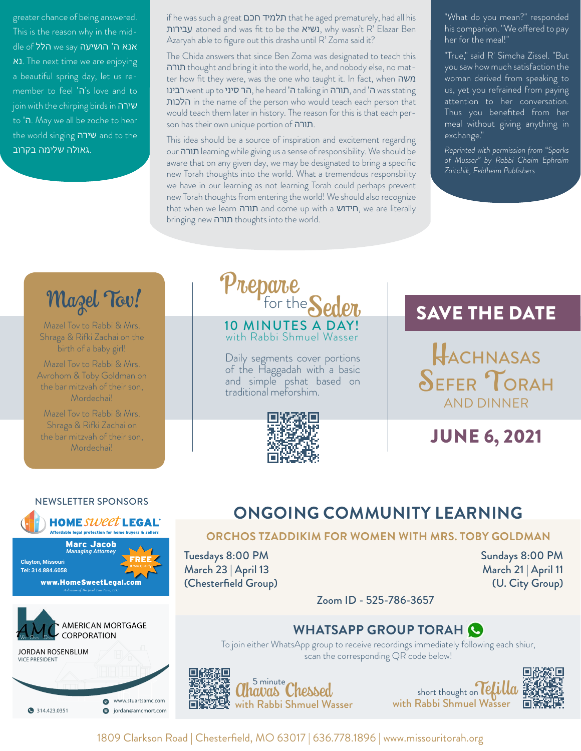greater chance of being answered. This is the reason why in the middle of הלל we say אנא ה' הושיעה נא. The next time we are enjoying a beautiful spring day, let us remember to feel ה'’s love and to join with the chirping birds in שירה to ה'. May we all be zoche to hear the world singing שירה and to the גאולה שלימה בקרוב.

if he was such a great תלמיד חכם that he aged prematurely, had all his עבירות atoned and was fit to be the נשיא, why wasn't R' Elazar Ben Azaryah able to figure out this drasha until R' Zoma said it?

The Chida answers that since Ben Zoma was designated to teach this תורה thought and bring it into the world, he, and nobody else, no matter how fit they were, was the one who taught it. In fact, when משה רבינו went up to הר סיני, he heard ה' talking in תורה, and ה' was stating הלכות in the name of the person who would teach each person that would teach them later in history. The reason for this is that each person has their own unique portion of תורה.

This idea should be a source of inspiration and excitement regarding our תורה learning while giving us a sense of responsibility. We should be aware that on any given day, we may be designated to bring a specific new Torah thoughts into the world. What a tremendous responsbility we have in our learning as not learning Torah could perhaps prevent new Torah thoughts from entering the world! We should also recognize that when we learn תורה and come up with a חידוש, we are literally bringing new תורה thoughts into the world.

"What do you mean?" responded his companion. "We offered to pay her for the meal!"

"True," said R' Simcha Zissel. "But you saw how much satisfaction the woman derived from speaking to us, yet you refrained from paying attention to her conversation. Thus you benefited from her meal without giving anything in exchange."

*Reprinted with permission from "Sparks of Mussar" by Rabbi Chaim Ephraim Zaitchik, Feldheim Publishers*

## Mazel Tov!

Mazel Tov to Rabbi & Mrs. Shraga & Rifki Zachai on the birth of a baby girl!

Mazel Tov to Rabbi & Mrs. Avrohom & Toby Goldman on the bar mitzvah of their son, Mordechai!

Mazel Tov to Rabbi & Mrs. Shraga & Rifki Zachai on the bar mitzvah of their son, Mordechai!

## Prepare for the Seder

**10 MINUTES A DAY!**
with Rabbi Shmuel Wasser

Daily segments cover portions of the Haggadah with a basic and simple pshat based on traditional meforshim.

## SAVE THE DATE

**HACHNASAS SEFER TORAH AND DINNER**

**JUNE 6, 2021**

### NEWSLETTER SPONSORS

**HOME sweet LEGAL**
Affordable legal protection for home buyers & sellers
Marc Jacob, Managing Attorney
Clayton, Missouri
Tel: 314.884.6058
FREE if You Qualify
www.HomeSweetLegal.com
A division of The Jacob Law Firm, LLC

**AMC AMERICAN MORTGAGE CORPORATION**
JORDAN ROSENBLUM
VICE PRESIDENT
314.423.0351
www.stuartsamc.com
jordan@amcmort.com

## ONGOING COMMUNITY LEARNING

### ORCHOS TZADDIKIM FOR WOMEN WITH MRS. TOBY GOLDMAN

Tuesdays 8:00 PM
March 23 | April 13
(Chesterfield Group)

Sundays 8:00 PM
March 21 | April 11
(U. City Group)

Zoom ID - 525-786-3657

### WHATSAPP GROUP TORAH

To join either WhatsApp group to receive recordings immediately following each shiur, scan the corresponding QR code below!

5 minute Ahavas Chessed with Rabbi Shmuel Wasser

short thought on Tefilla with Rabbi Shmuel Wasser

1809 Clarkson Road | Chesterfield, MO 63017 | 636.778.1896 | www.missouritorah.org